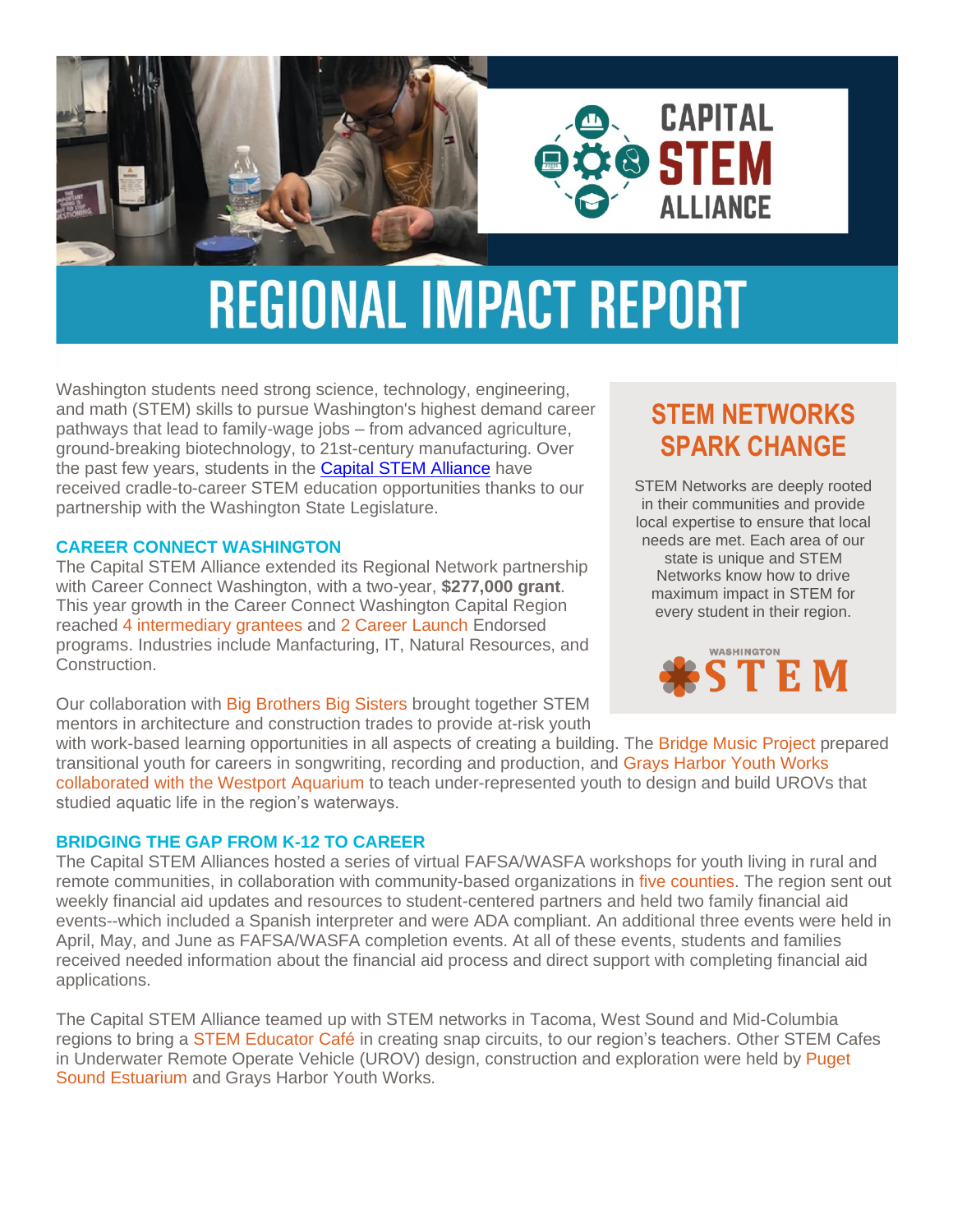# CAPITAL STEM ALLIANCE

# REGIONAL IMPACT REPORT

Washington students need strong science, technology, engineering, and math (STEM) skills to pursue Washington's highest demand career pathways that lead to family-wage jobs – from advanced agriculture, ground-breaking biotechnology, to 21st-century manufacturing. Over the past few years, students in the Capital STEM Alliance have received cradle-to-career STEM education opportunities thanks to our partnership with the Washington State Legislature.

## STEM NETWORKS SPARK CHANGE

STEM Networks are deeply rooted in their communities and provide local expertise to ensure that local needs are met. Each area of our state is unique and STEM Networks know how to drive maximum impact in STEM for every student in their region.

WASHINGTON STEM

### CAREER CONNECT WASHINGTON

The Capital STEM Alliance extended its Regional Network partnership with Career Connect Washington, with a two-year, **$277,000 grant**. This year growth in the Career Connect Washington Capital Region reached 4 intermediary grantees and 2 Career Launch Endorsed programs. Industries include Manfacturing, IT, Natural Resources, and Construction.

Our collaboration with Big Brothers Big Sisters brought together STEM mentors in architecture and construction trades to provide at-risk youth with work-based learning opportunities in all aspects of creating a building. The Bridge Music Project prepared transitional youth for careers in songwriting, recording and production, and Grays Harbor Youth Works collaborated with the Westport Aquarium to teach under-represented youth to design and build UROVs that studied aquatic life in the region's waterways.

### BRIDGING THE GAP FROM K-12 TO CAREER

The Capital STEM Alliances hosted a series of virtual FAFSA/WASFA workshops for youth living in rural and remote communities, in collaboration with community-based organizations in five counties. The region sent out weekly financial aid updates and resources to student-centered partners and held two family financial aid events--which included a Spanish interpreter and were ADA compliant. An additional three events were held in April, May, and June as FAFSA/WASFA completion events. At all of these events, students and families received needed information about the financial aid process and direct support with completing financial aid applications.

The Capital STEM Alliance teamed up with STEM networks in Tacoma, West Sound and Mid-Columbia regions to bring a STEM Educator Café in creating snap circuits, to our region's teachers. Other STEM Cafes in Underwater Remote Operate Vehicle (UROV) design, construction and exploration were held by Puget Sound Estuarium and Grays Harbor Youth Works.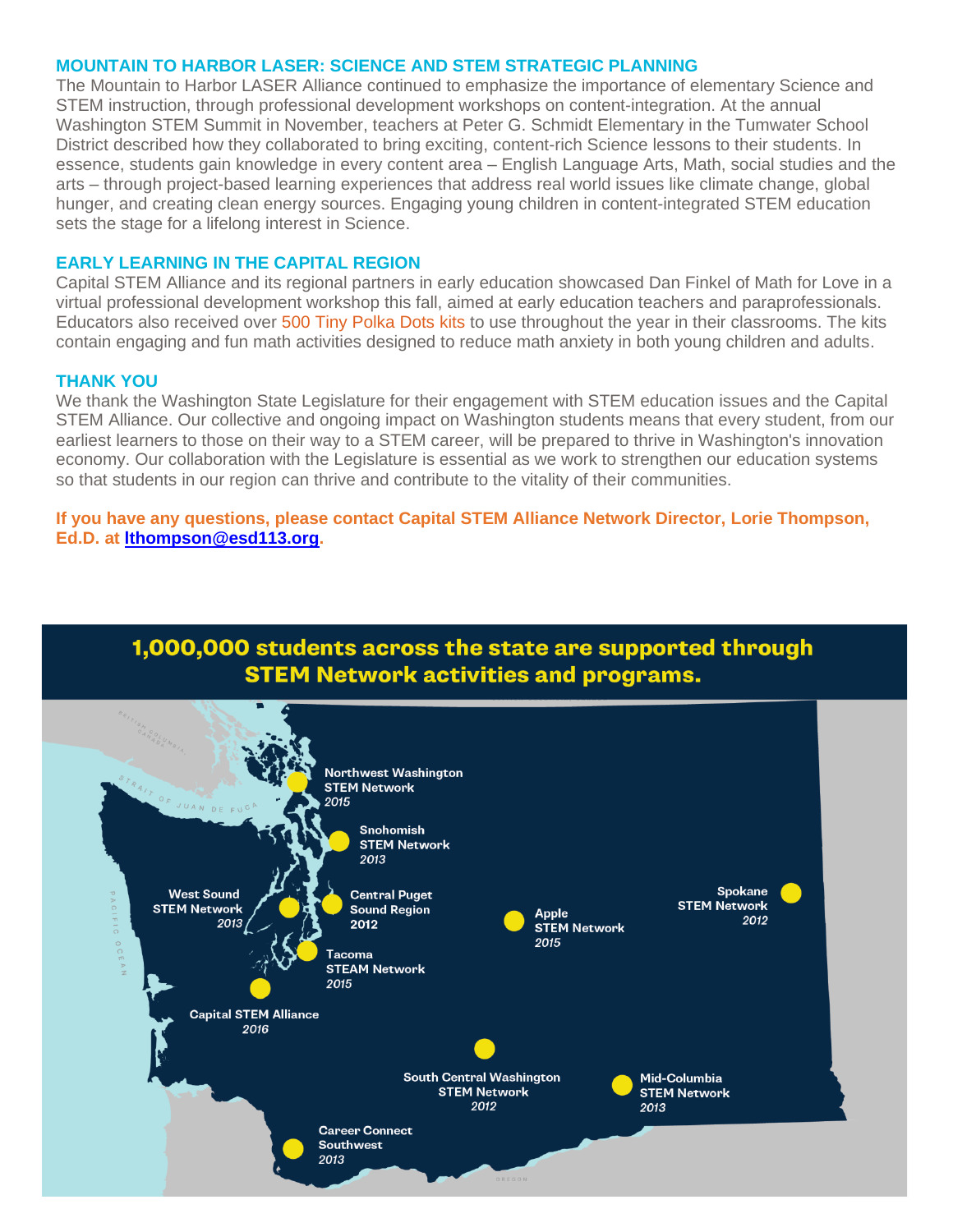## MOUNTAIN TO HARBOR LASER: SCIENCE AND STEM STRATEGIC PLANNING

The Mountain to Harbor LASER Alliance continued to emphasize the importance of elementary Science and STEM instruction, through professional development workshops on content-integration. At the annual Washington STEM Summit in November, teachers at Peter G. Schmidt Elementary in the Tumwater School District described how they collaborated to bring exciting, content-rich Science lessons to their students. In essence, students gain knowledge in every content area – English Language Arts, Math, social studies and the arts – through project-based learning experiences that address real world issues like climate change, global hunger, and creating clean energy sources. Engaging young children in content-integrated STEM education sets the stage for a lifelong interest in Science.

## EARLY LEARNING IN THE CAPITAL REGION

Capital STEM Alliance and its regional partners in early education showcased Dan Finkel of Math for Love in a virtual professional development workshop this fall, aimed at early education teachers and paraprofessionals. Educators also received over 500 Tiny Polka Dots kits to use throughout the year in their classrooms. The kits contain engaging and fun math activities designed to reduce math anxiety in both young children and adults.

## THANK YOU

We thank the Washington State Legislature for their engagement with STEM education issues and the Capital STEM Alliance. Our collective and ongoing impact on Washington students means that every student, from our earliest learners to those on their way to a STEM career, will be prepared to thrive in Washington's innovation economy. Our collaboration with the Legislature is essential as we work to strengthen our education systems so that students in our region can thrive and contribute to the vitality of their communities.

**If you have any questions, please contact Capital STEM Alliance Network Director, Lorie Thompson, Ed.D. at [lthompson@esd113.org](mailto:lthompson@esd113.org).**

**1,000,000 students across the state are supported through STEM Network activities and programs.**

Northwest Washington STEM Network 2015

Snohomish STEM Network 2013

West Sound STEM Network 2013

Central Puget Sound Region 2012

Tacoma STEAM Network 2015

Capital STEM Alliance 2016

Apple STEM Network 2015

Spokane STEM Network 2012

South Central Washington STEM Network 2012

Mid-Columbia STEM Network 2013

Career Connect Southwest 2013